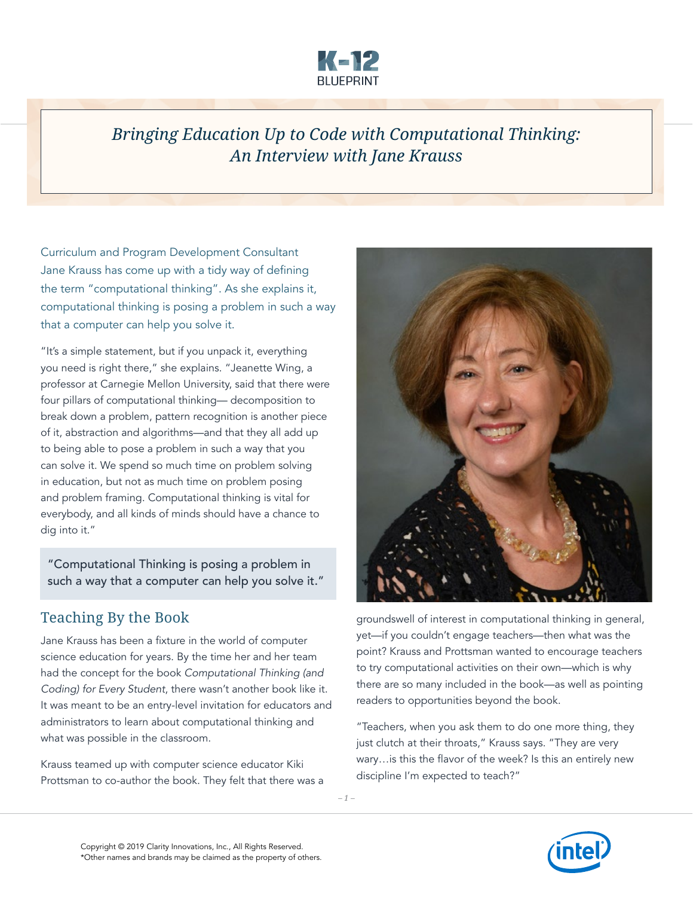# Bringing Education Up to Code with Computational Thinking: An Interview with Jane Krauss

Curriculum and Program Development Consultant Jane Krauss has come up with a tidy way of defining the term "computational thinking". As she explains it, computational thinking is posing a problem in such a way that a computer can help you solve it.

"It's a simple statement, but if you unpack it, everything you need is right there," she explains. "Jeanette Wing, a professor at Carnegie Mellon University, said that there were four pillars of computational thinking— decomposition to break down a problem, pattern recognition is another piece of it, abstraction and algorithms—and that they all add up to being able to pose a problem in such a way that you can solve it. We spend so much time on problem solving in education, but not as much time on problem posing and problem framing. Computational thinking is vital for everybody, and all kinds of minds should have a chance to dig into it."

> "Computational Thinking is posing a problem in such a way that a computer can help you solve it."

## Teaching By the Book

Jane Krauss has been a fixture in the world of computer science education for years. By the time her and her team had the concept for the book *Computational Thinking (and Coding) for Every Student*, there wasn't another book like it. It was meant to be an entry-level invitation for educators and administrators to learn about computational thinking and what was possible in the classroom.

Krauss teamed up with computer science educator Kiki Prottsman to co-author the book. They felt that there was a groundswell of interest in computational thinking in general, yet—if you couldn't engage teachers—then what was the point? Krauss and Prottsman wanted to encourage teachers to try computational activities on their own—which is why there are so many included in the book—as well as pointing readers to opportunities beyond the book.

"Teachers, when you ask them to do one more thing, they just clutch at their throats," Krauss says. "They are very wary…is this the flavor of the week? Is this an entirely new discipline I'm expected to teach?"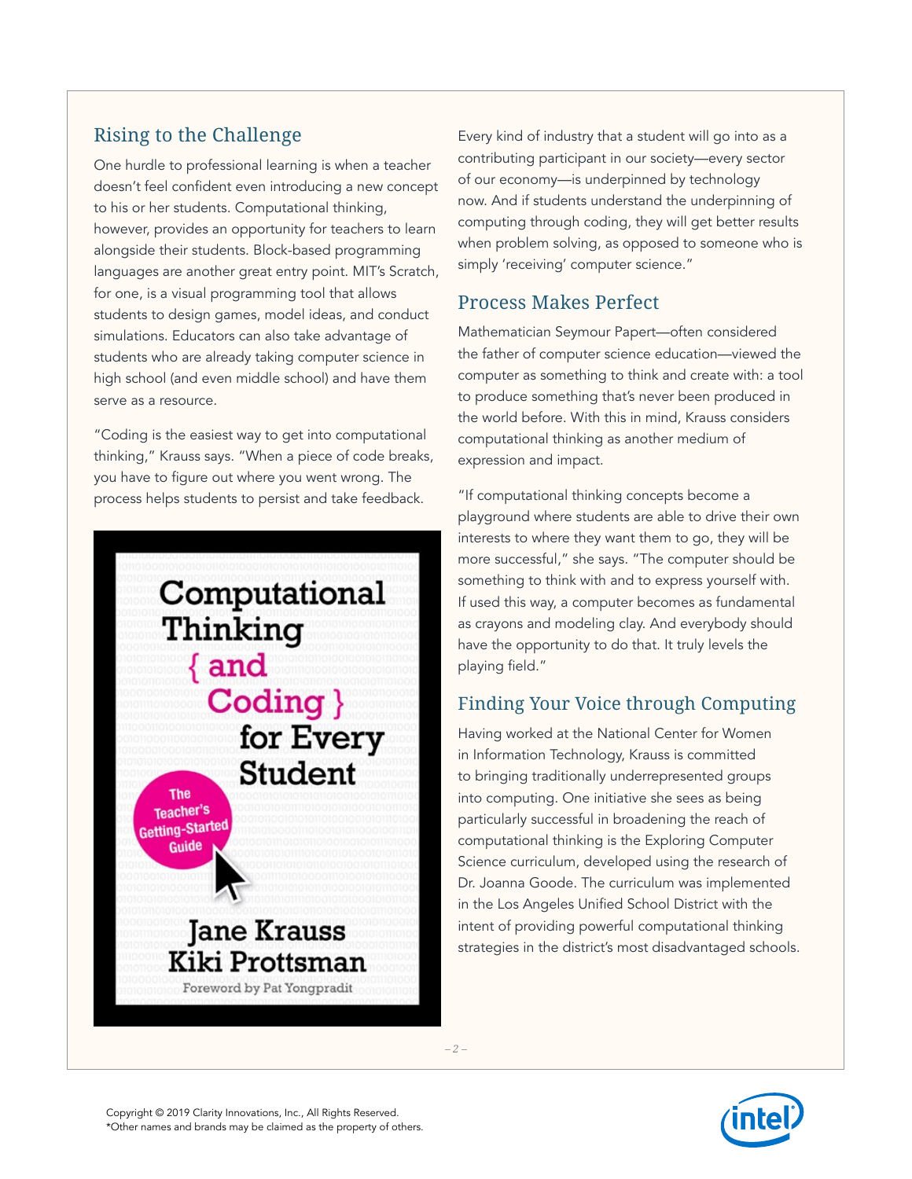## Rising to the Challenge

One hurdle to professional learning is when a teacher doesn't feel confident even introducing a new concept to his or her students. Computational thinking, however, provides an opportunity for teachers to learn alongside their students. Block-based programming languages are another great entry point. MIT's Scratch, for one, is a visual programming tool that allows students to design games, model ideas, and conduct simulations. Educators can also take advantage of students who are already taking computer science in high school (and even middle school) and have them serve as a resource.

"Coding is the easiest way to get into computational thinking," Krauss says. "When a piece of code breaks, you have to figure out where you went wrong. The process helps students to persist and take feedback.

Computational Thinking { and Coding } for Every Student

The Teacher's Getting-Started Guide

Jane Krauss
Kiki Prottsman

Foreword by Pat Yongpradit

Every kind of industry that a student will go into as a contributing participant in our society—every sector of our economy—is underpinned by technology now. And if students understand the underpinning of computing through coding, they will get better results when problem solving, as opposed to someone who is simply 'receiving' computer science."

## Process Makes Perfect

Mathematician Seymour Papert—often considered the father of computer science education—viewed the computer as something to think and create with: a tool to produce something that's never been produced in the world before. With this in mind, Krauss considers computational thinking as another medium of expression and impact.

"If computational thinking concepts become a playground where students are able to drive their own interests to where they want them to go, they will be more successful," she says. "The computer should be something to think with and to express yourself with. If used this way, a computer becomes as fundamental as crayons and modeling clay. And everybody should have the opportunity to do that. It truly levels the playing field."

## Finding Your Voice through Computing

Having worked at the National Center for Women in Information Technology, Krauss is committed to bringing traditionally underrepresented groups into computing. One initiative she sees as being particularly successful in broadening the reach of computational thinking is the Exploring Computer Science curriculum, developed using the research of Dr. Joanna Goode. The curriculum was implemented in the Los Angeles Unified School District with the intent of providing powerful computational thinking strategies in the district's most disadvantaged schools.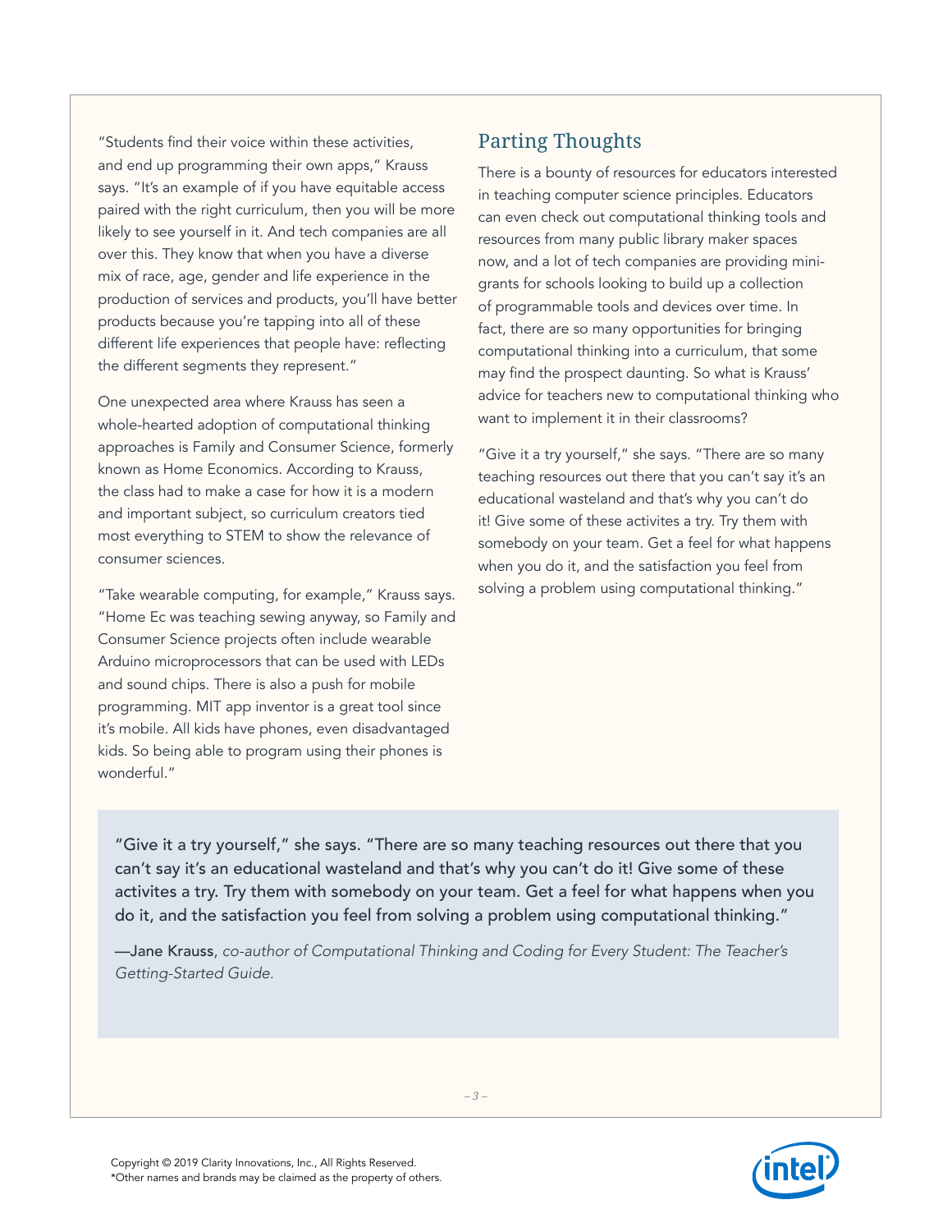"Students find their voice within these activities, and end up programming their own apps," Krauss says. "It's an example of if you have equitable access paired with the right curriculum, then you will be more likely to see yourself in it. And tech companies are all over this. They know that when you have a diverse mix of race, age, gender and life experience in the production of services and products, you'll have better products because you're tapping into all of these different life experiences that people have: reflecting the different segments they represent."

One unexpected area where Krauss has seen a whole-hearted adoption of computational thinking approaches is Family and Consumer Science, formerly known as Home Economics. According to Krauss, the class had to make a case for how it is a modern and important subject, so curriculum creators tied most everything to STEM to show the relevance of consumer sciences.

"Take wearable computing, for example," Krauss says. "Home Ec was teaching sewing anyway, so Family and Consumer Science projects often include wearable Arduino microprocessors that can be used with LEDs and sound chips. There is also a push for mobile programming. MIT app inventor is a great tool since it's mobile. All kids have phones, even disadvantaged kids. So being able to program using their phones is wonderful."

## Parting Thoughts

There is a bounty of resources for educators interested in teaching computer science principles. Educators can even check out computational thinking tools and resources from many public library maker spaces now, and a lot of tech companies are providing mini-grants for schools looking to build up a collection of programmable tools and devices over time. In fact, there are so many opportunities for bringing computational thinking into a curriculum, that some may find the prospect daunting. So what is Krauss' advice for teachers new to computational thinking who want to implement it in their classrooms?

"Give it a try yourself," she says. "There are so many teaching resources out there that you can't say it's an educational wasteland and that's why you can't do it! Give some of these activites a try. Try them with somebody on your team. Get a feel for what happens when you do it, and the satisfaction you feel from solving a problem using computational thinking."

> "Give it a try yourself," she says. "There are so many teaching resources out there that you can't say it's an educational wasteland and that's why you can't do it! Give some of these activites a try. Try them with somebody on your team. Get a feel for what happens when you do it, and the satisfaction you feel from solving a problem using computational thinking."
>
> —Jane Krauss, *co-author of Computational Thinking and Coding for Every Student: The Teacher's Getting-Started Guide.*

Copyright © 2019 Clarity Innovations, Inc., All Rights Reserved.
*Other names and brands may be claimed as the property of others.